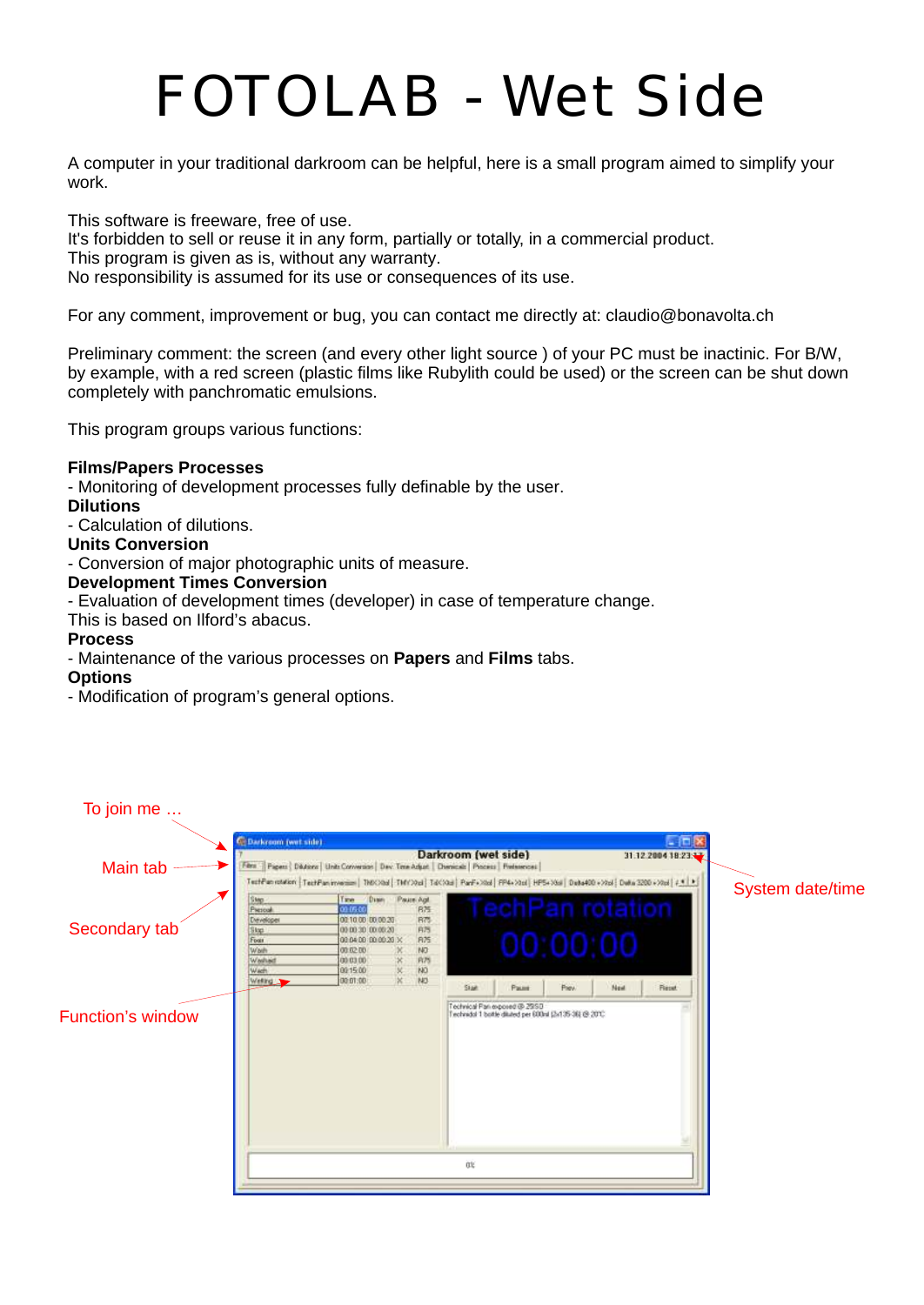# FOTOLAB - Wet Side

A computer in your traditional darkroom can be helpful, here is a small program aimed to simplify your work.

This software is freeware, free of use.
It's forbidden to sell or reuse it in any form, partially or totally, in a commercial product.
This program is given as is, without any warranty.
No responsibility is assumed for its use or consequences of its use.

For any comment, improvement or bug, you can contact me directly at: claudio@bonavolta.ch

Preliminary comment: the screen (and every other light source ) of your PC must be inactinic. For B/W, by example, with a red screen (plastic films like Rubylith could be used) or the screen can be shut down completely with panchromatic emulsions.

This program groups various functions:

**Films/Papers Processes**
- Monitoring of development processes fully definable by the user.

**Dilutions**
- Calculation of dilutions.

**Units Conversion**
- Conversion of major photographic units of measure.

**Development Times Conversion**
- Evaluation of development times (developer) in case of temperature change.

This is based on Ilford's abacus.

**Process**
- Maintenance of the various processes on **Papers** and **Films** tabs.

**Options**
- Modification of program's general options.

To join me …

Main tab

Secondary tab

Function's window

System date/time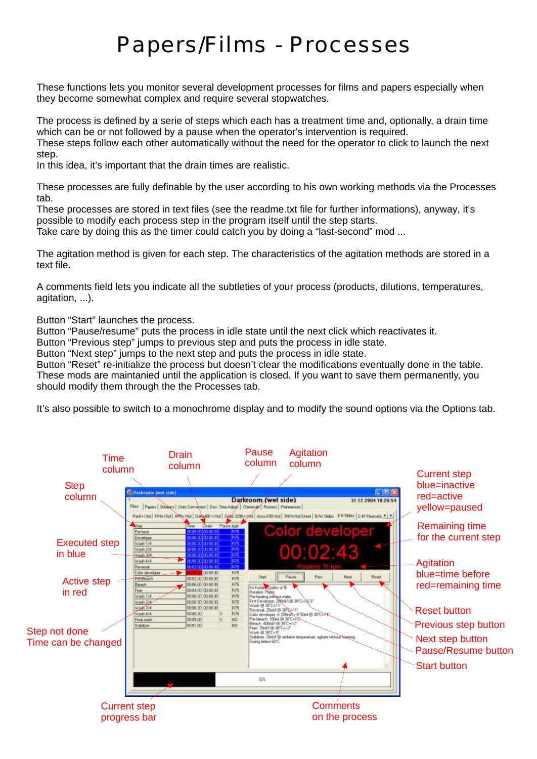# Papers/Films - Processes

These functions lets you monitor several development processes for films and papers especially when they become somewhat complex and require several stopwatches.

The process is defined by a serie of steps which each has a treatment time and, optionally, a drain time which can be or not followed by a pause when the operator's intervention is required.
These steps follow each other automatically without the need for the operator to click to launch the next step.
In this idea, it's important that the drain times are realistic.

These processes are fully definable by the user according to his own working methods via the Processes tab.
These processes are stored in text files (see the readme.txt file for further informations), anyway, it's possible to modify each process step in the program itself until the step starts.
Take care by doing this as the timer could catch you by doing a "last-second" mod ...

The agitation method is given for each step. The characteristics of the agitation methods are stored in a text file.

A comments field lets you indicate all the subtleties of your process (products, dilutions, temperatures, agitation, ...).

Button "Start" launches the process.
Button "Pause/resume" puts the process in idle state until the next click which reactivates it.
Button "Previous step" jumps to previous step and puts the process in idle state.
Button "Next step" jumps to the next step and puts the process in idle state.
Button "Reset" re-initialize the process but doesn't clear the modifications eventually done in the table.
These mods are maintanied until the application is closed. If you want to save them permanently, you should modify them through the the Processes tab.

It's also possible to switch to a monochrome display and to modify the sound options via the Options tab.

Time column
Drain column
Pause column
Agitation column
Step column
Current step blue=inactive red=active yellow=paused
Remaining time for the current step
Executed step in blue
Agitation blue=time before red=remaining time
Active step in red
Reset button
Previous step button
Next step button
Pause/Resume button
Step not done Time can be changed
Start button
Current step progress bar
Comments on the process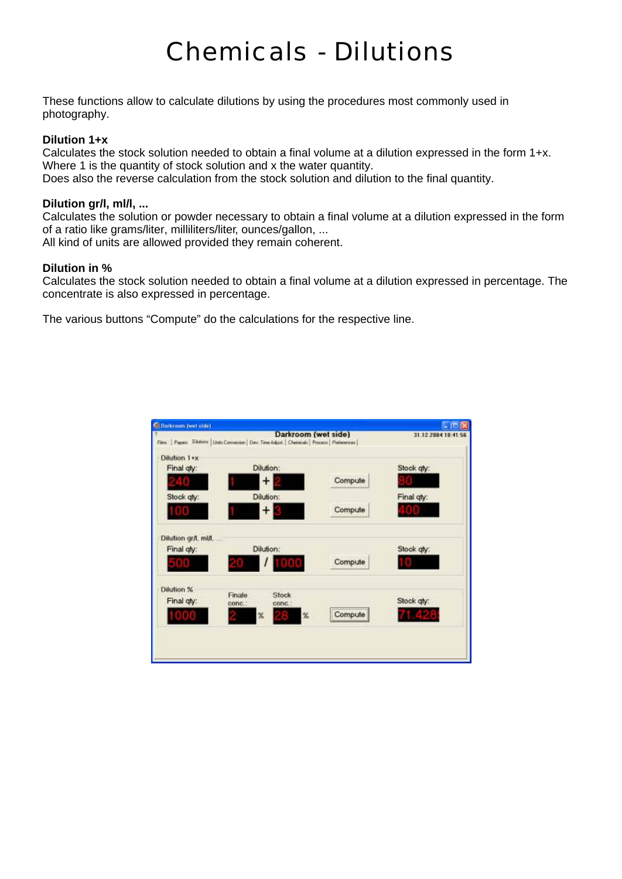# Chemicals - Dilutions

These functions allow to calculate dilutions by using the procedures most commonly used in photography.

**Dilution 1+x**
Calculates the stock solution needed to obtain a final volume at a dilution expressed in the form 1+x. Where 1 is the quantity of stock solution and x the water quantity.
Does also the reverse calculation from the stock solution and dilution to the final quantity.

**Dilution gr/l, ml/l, ...**
Calculates the solution or powder necessary to obtain a final volume at a dilution expressed in the form of a ratio like grams/liter, milliliters/liter, ounces/gallon, ...
All kind of units are allowed provided they remain coherent.

**Dilution in %**
Calculates the stock solution needed to obtain a final volume at a dilution expressed in percentage. The concentrate is also expressed in percentage.

The various buttons "Compute" do the calculations for the respective line.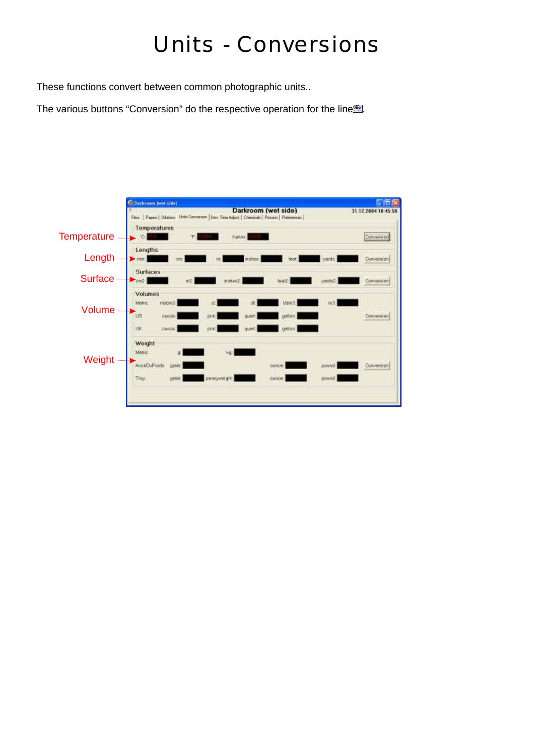# Units - Conversions

These functions convert between common photographic units..

The various buttons “Conversion” do the respective operation for the line.

Temperature

Length

Surface

Volume

Weight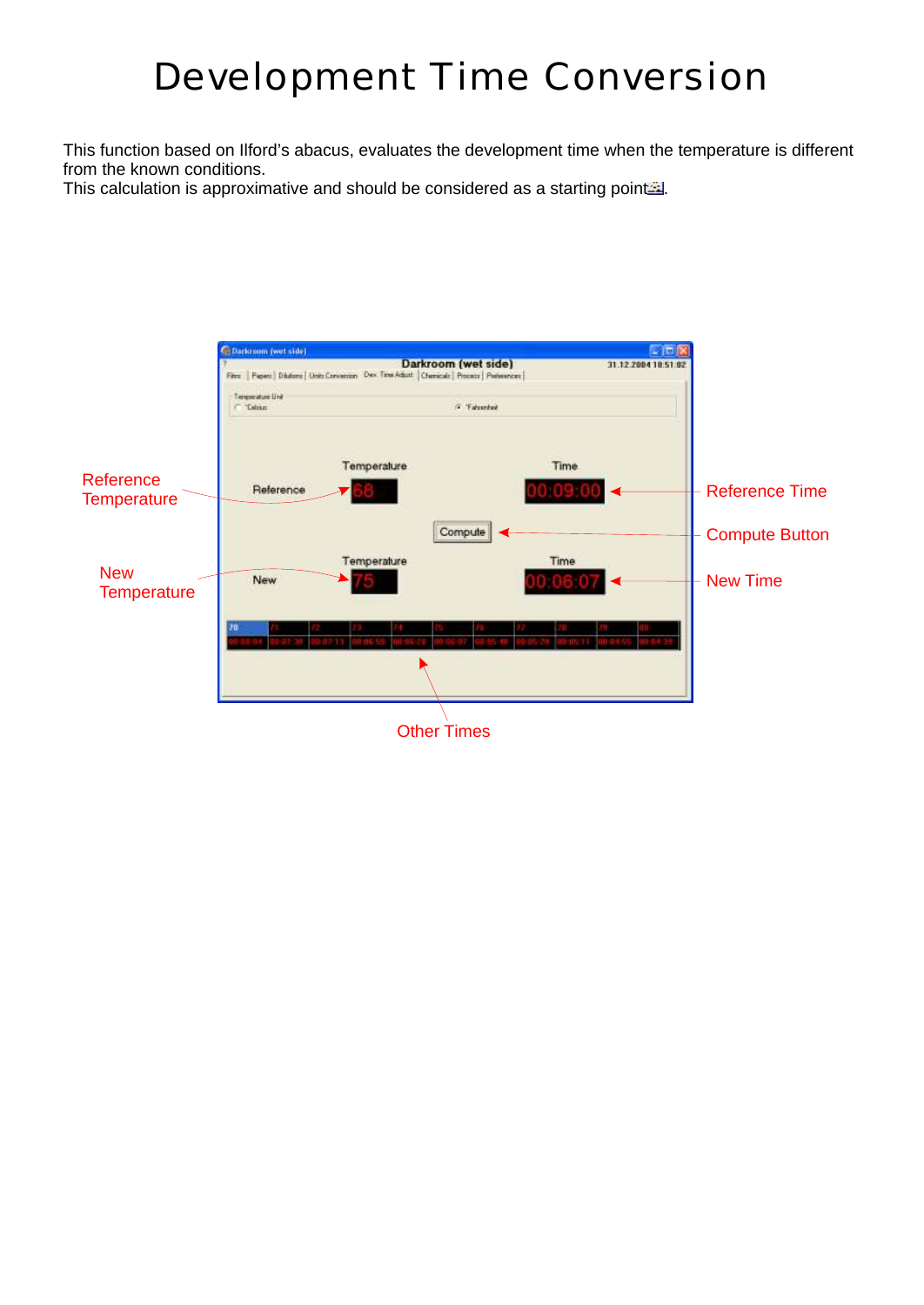# Development Time Conversion

This function based on Ilford's abacus, evaluates the development time when the temperature is different from the known conditions.
This calculation is approximative and should be considered as a starting point.

Reference Temperature

Reference Time

Compute Button

New Temperature

New Time

Other Times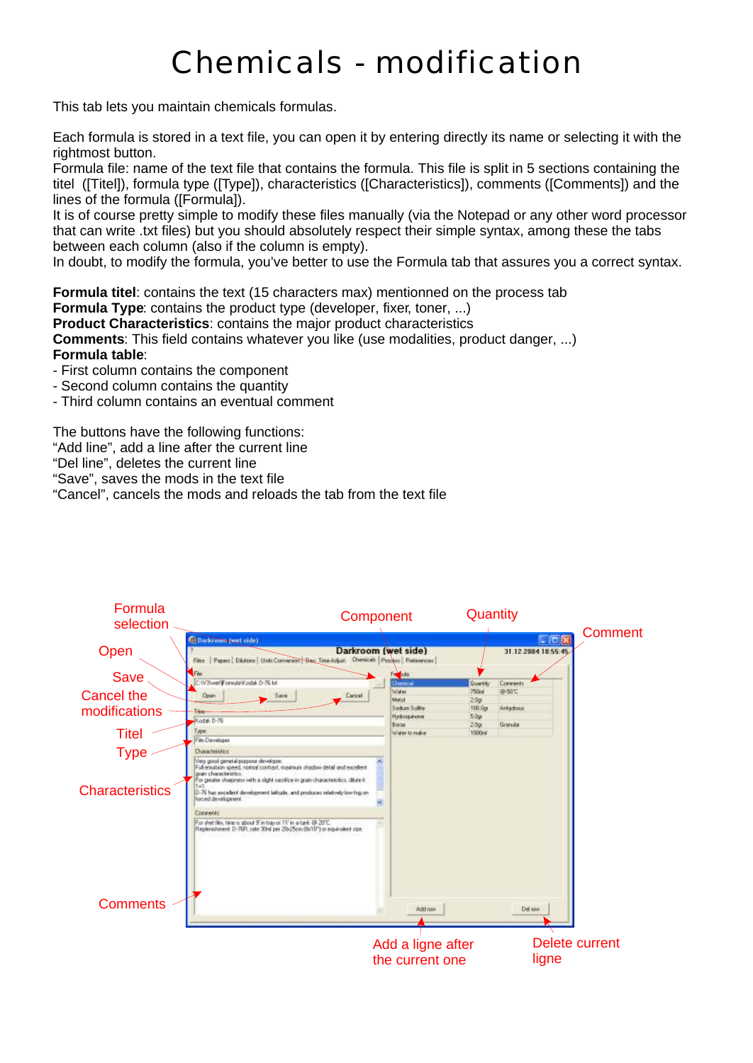# Chemicals - modification

This tab lets you maintain chemicals formulas.

Each formula is stored in a text file, you can open it by entering directly its name or selecting it with the rightmost button.
Formula file: name of the text file that contains the formula. This file is split in 5 sections containing the titel ([Titel]), formula type ([Type]), characteristics ([Characteristics]), comments ([Comments]) and the lines of the formula ([Formula]).
It is of course pretty simple to modify these files manually (via the Notepad or any other word processor that can write .txt files) but you should absolutely respect their simple syntax, among these the tabs between each column (also if the column is empty).
In doubt, to modify the formula, you've better to use the Formula tab that assures you a correct syntax.

**Formula titel**: contains the text (15 characters max) mentionned on the process tab
**Formula Type**: contains the product type (developer, fixer, toner, ...)
**Product Characteristics**: contains the major product characteristics
**Comments**: This field contains whatever you like (use modalities, product danger, ...)
**Formula table**:
- First column contains the component
- Second column contains the quantity
- Third column contains an eventual comment

The buttons have the following functions:
"Add line", add a line after the current line
"Del line", deletes the current line
"Save", saves the mods in the text file
"Cancel", cancels the mods and reloads the tab from the text file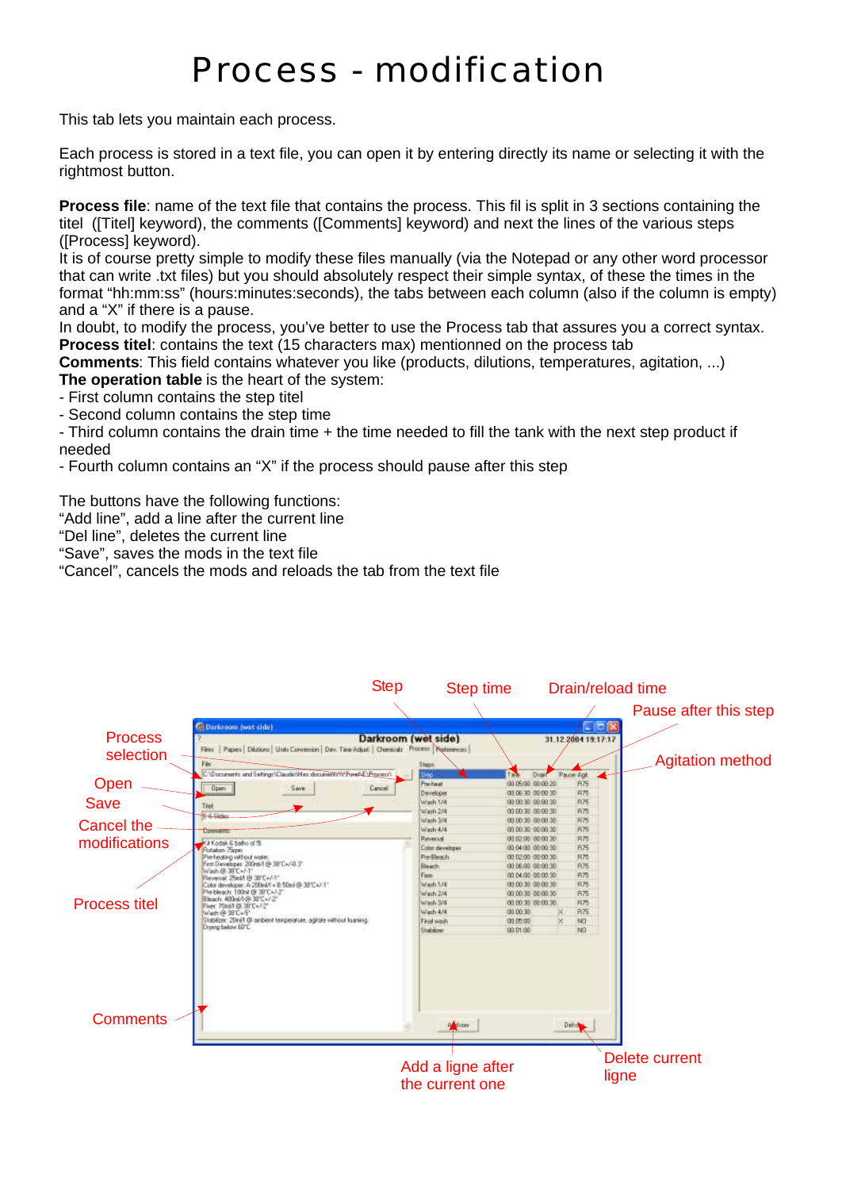# Process - modification

This tab lets you maintain each process.

Each process is stored in a text file, you can open it by entering directly its name or selecting it with the rightmost button.

**Process file**: name of the text file that contains the process. This fil is split in 3 sections containing the titel ([Titel] keyword), the comments ([Comments] keyword) and next the lines of the various steps ([Process] keyword).
It is of course pretty simple to modify these files manually (via the Notepad or any other word processor that can write .txt files) but you should absolutely respect their simple syntax, of these the times in the format "hh:mm:ss" (hours:minutes:seconds), the tabs between each column (also if the column is empty) and a "X" if there is a pause.
In doubt, to modify the process, you've better to use the Process tab that assures you a correct syntax.
**Process titel**: contains the text (15 characters max) mentionned on the process tab
**Comments**: This field contains whatever you like (products, dilutions, temperatures, agitation, ...)
**The operation table** is the heart of the system:
- First column contains the step titel
- Second column contains the step time
- Third column contains the drain time + the time needed to fill the tank with the next step product if needed
- Fourth column contains an "X" if the process should pause after this step

The buttons have the following functions:
"Add line", add a line after the current line
"Del line", deletes the current line
"Save", saves the mods in the text file
"Cancel", cancels the mods and reloads the tab from the text file

Step — Step time — Drain/reload time — Pause after this step — Agitation method

Process selection — Open — Save — Cancel the modifications — Process titel — Comments

Add a ligne after the current one — Delete current ligne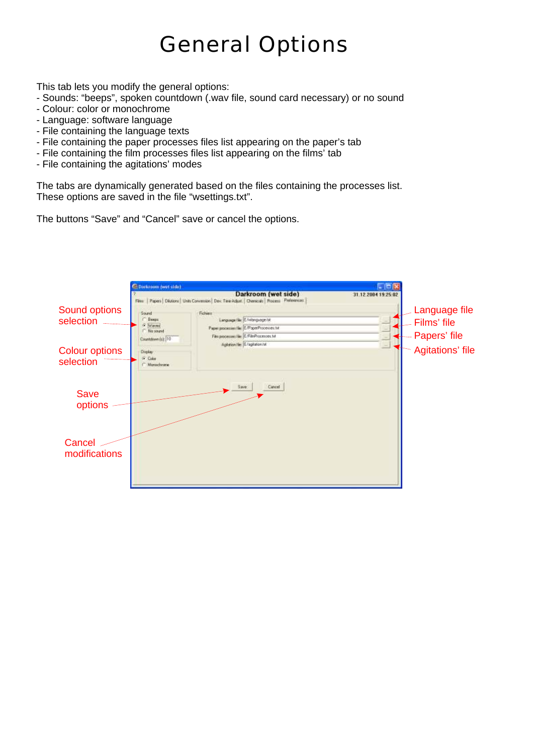# General Options

This tab lets you modify the general options:
- Sounds: “beeps”, spoken countdown (.wav file, sound card necessary) or no sound
- Colour: color or monochrome
- Language: software language
- File containing the language texts
- File containing the paper processes files list appearing on the paper’s tab
- File containing the film processes files list appearing on the films’ tab
- File containing the agitations’ modes

The tabs are dynamically generated based on the files containing the processes list.
These options are saved in the file “wsettings.txt”.

The buttons “Save” and “Cancel” save or cancel the options.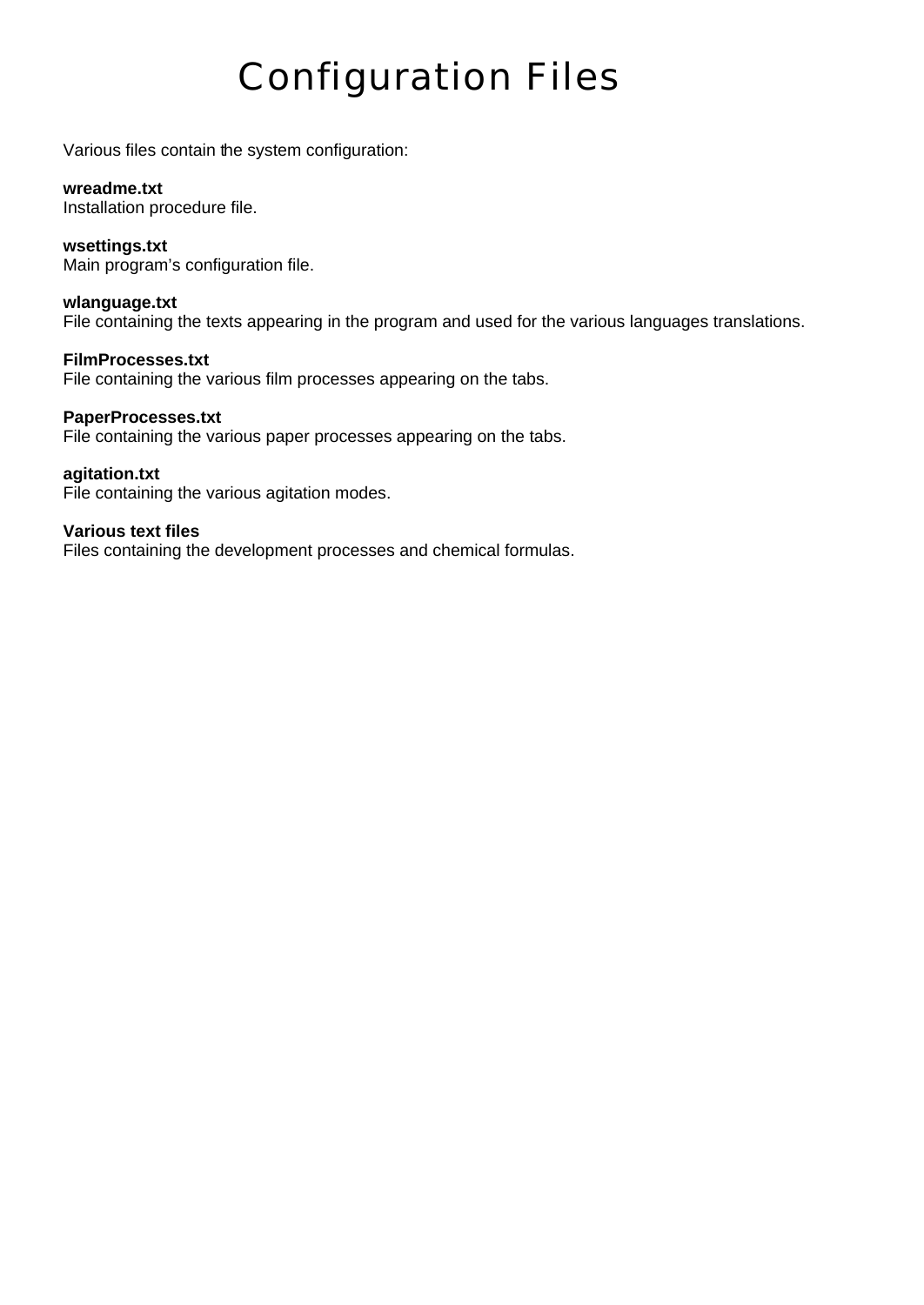# Configuration Files

Various files contain the system configuration:

**wreadme.txt**
Installation procedure file.

**wsettings.txt**
Main program's configuration file.

**wlanguage.txt**
File containing the texts appearing in the program and used for the various languages translations.

**FilmProcesses.txt**
File containing the various film processes appearing on the tabs.

**PaperProcesses.txt**
File containing the various paper processes appearing on the tabs.

**agitation.txt**
File containing the various agitation modes.

**Various text files**
Files containing the development processes and chemical formulas.